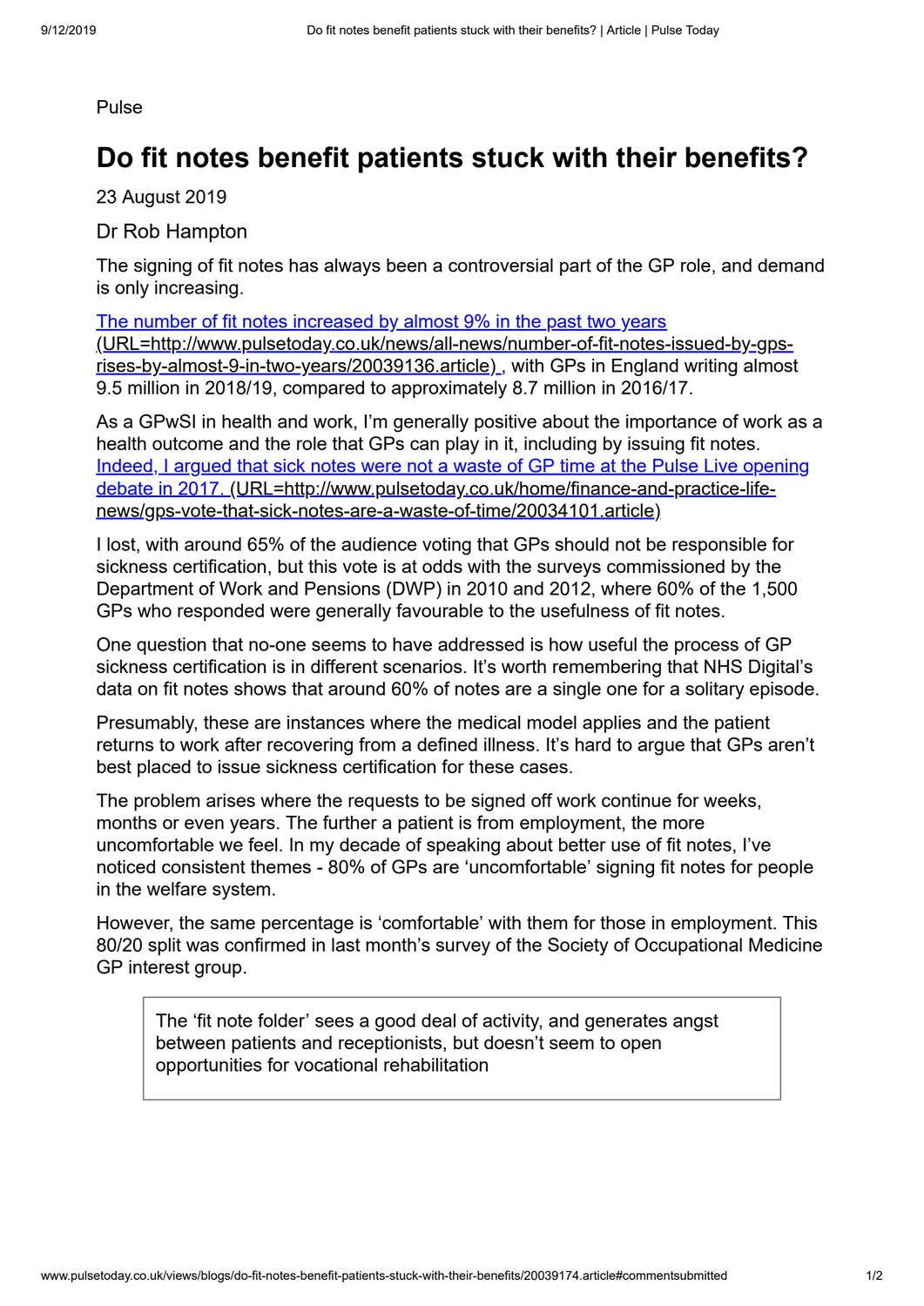Pulse

# Do fit notes benefit patients stuck with their benefits?

23 August 2019

Dr Rob Hampton

The signing of fit notes has always been a controversial part of the GP role, and demand is only increasing.

[The number of fit notes increased by almost 9% in the past two years](http://www.pulsetoday.co.uk/news/all-news/number-of-fit-notes-issued-by-gps-rises-by-almost-9-in-two-years/20039136.article) (URL=http://www.pulsetoday.co.uk/news/all-news/number-of-fit-notes-issued-by-gps-rises-by-almost-9-in-two-years/20039136.article) , with GPs in England writing almost 9.5 million in 2018/19, compared to approximately 8.7 million in 2016/17.

As a GPwSI in health and work, I'm generally positive about the importance of work as a health outcome and the role that GPs can play in it, including by issuing fit notes. [Indeed, I argued that sick notes were not a waste of GP time at the Pulse Live opening debate in 2017.](http://www.pulsetoday.co.uk/home/finance-and-practice-life-news/gps-vote-that-sick-notes-are-a-waste-of-time/20034101.article) (URL=http://www.pulsetoday.co.uk/home/finance-and-practice-life-news/gps-vote-that-sick-notes-are-a-waste-of-time/20034101.article)

I lost, with around 65% of the audience voting that GPs should not be responsible for sickness certification, but this vote is at odds with the surveys commissioned by the Department of Work and Pensions (DWP) in 2010 and 2012, where 60% of the 1,500 GPs who responded were generally favourable to the usefulness of fit notes.

One question that no-one seems to have addressed is how useful the process of GP sickness certification is in different scenarios. It's worth remembering that NHS Digital's data on fit notes shows that around 60% of notes are a single one for a solitary episode.

Presumably, these are instances where the medical model applies and the patient returns to work after recovering from a defined illness. It's hard to argue that GPs aren't best placed to issue sickness certification for these cases.

The problem arises where the requests to be signed off work continue for weeks, months or even years. The further a patient is from employment, the more uncomfortable we feel. In my decade of speaking about better use of fit notes, I've noticed consistent themes - 80% of GPs are 'uncomfortable' signing fit notes for people in the welfare system.

However, the same percentage is 'comfortable' with them for those in employment. This 80/20 split was confirmed in last month's survey of the Society of Occupational Medicine GP interest group.

> The 'fit note folder' sees a good deal of activity, and generates angst between patients and receptionists, but doesn't seem to open opportunities for vocational rehabilitation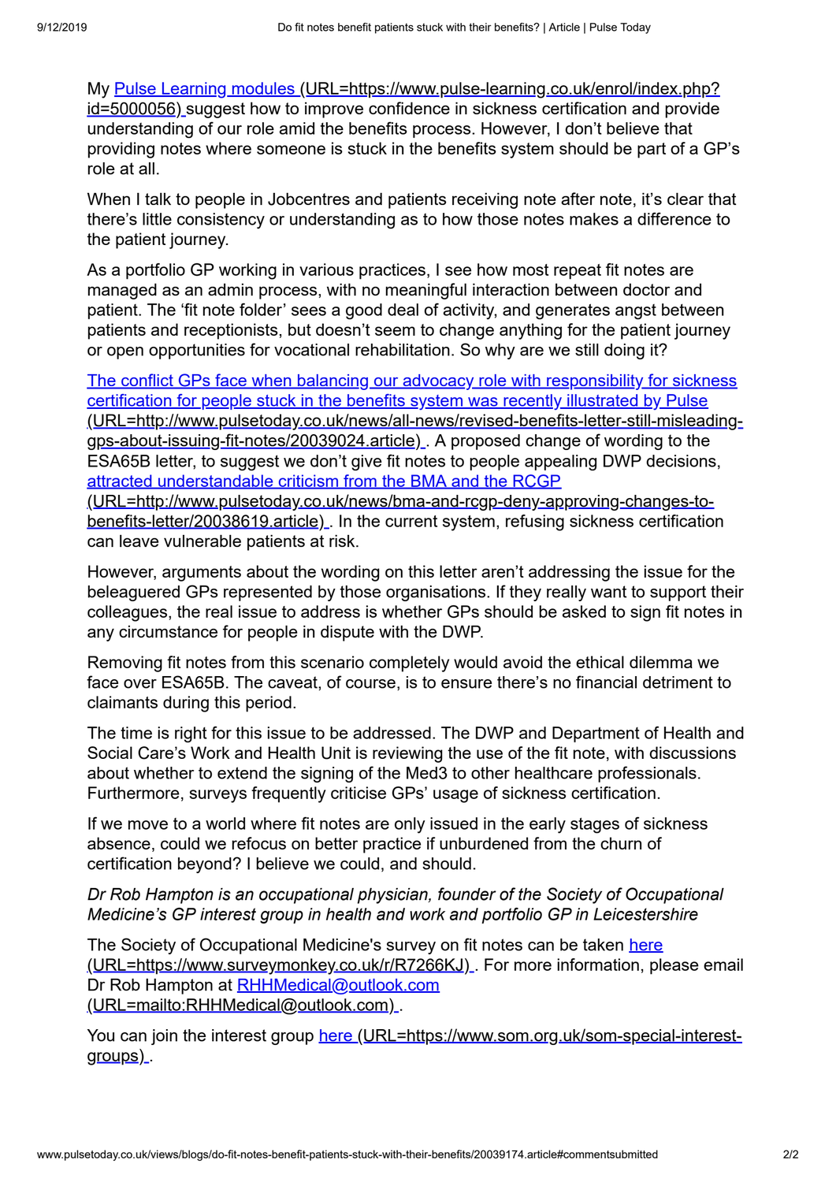My [Pulse Learning modules](https://www.pulse-learning.co.uk/enrol/index.php?id=5000056) (URL=https://www.pulse-learning.co.uk/enrol/index.php?id=5000056) suggest how to improve confidence in sickness certification and provide understanding of our role amid the benefits process. However, I don't believe that providing notes where someone is stuck in the benefits system should be part of a GP's role at all.

When I talk to people in Jobcentres and patients receiving note after note, it's clear that there's little consistency or understanding as to how those notes makes a difference to the patient journey.

As a portfolio GP working in various practices, I see how most repeat fit notes are managed as an admin process, with no meaningful interaction between doctor and patient. The 'fit note folder' sees a good deal of activity, and generates angst between patients and receptionists, but doesn't seem to change anything for the patient journey or open opportunities for vocational rehabilitation. So why are we still doing it?

[The conflict GPs face when balancing our advocacy role with responsibility for sickness certification for people stuck in the benefits system was recently illustrated by Pulse](http://www.pulsetoday.co.uk/news/all-news/revised-benefits-letter-still-misleading-gps-about-issuing-fit-notes/20039024.article) (URL=http://www.pulsetoday.co.uk/news/all-news/revised-benefits-letter-still-misleading-gps-about-issuing-fit-notes/20039024.article). A proposed change of wording to the ESA65B letter, to suggest we don't give fit notes to people appealing DWP decisions, [attracted understandable criticism from the BMA and the RCGP](http://www.pulsetoday.co.uk/news/bma-and-rcgp-deny-approving-changes-to-benefits-letter/20038619.article) (URL=http://www.pulsetoday.co.uk/news/bma-and-rcgp-deny-approving-changes-to-benefits-letter/20038619.article). In the current system, refusing sickness certification can leave vulnerable patients at risk.

However, arguments about the wording on this letter aren't addressing the issue for the beleaguered GPs represented by those organisations. If they really want to support their colleagues, the real issue to address is whether GPs should be asked to sign fit notes in any circumstance for people in dispute with the DWP.

Removing fit notes from this scenario completely would avoid the ethical dilemma we face over ESA65B. The caveat, of course, is to ensure there's no financial detriment to claimants during this period.

The time is right for this issue to be addressed. The DWP and Department of Health and Social Care's Work and Health Unit is reviewing the use of the fit note, with discussions about whether to extend the signing of the Med3 to other healthcare professionals. Furthermore, surveys frequently criticise GPs' usage of sickness certification.

If we move to a world where fit notes are only issued in the early stages of sickness absence, could we refocus on better practice if unburdened from the churn of certification beyond? I believe we could, and should.

*Dr Rob Hampton is an occupational physician, founder of the Society of Occupational Medicine's GP interest group in health and work and portfolio GP in Leicestershire*

The Society of Occupational Medicine's survey on fit notes can be taken [here](https://www.surveymonkey.co.uk/r/R7266KJ) (URL=https://www.surveymonkey.co.uk/r/R7266KJ). For more information, please email Dr Rob Hampton at [RHHMedical@outlook.com](mailto:RHHMedical@outlook.com) (URL=mailto:RHHMedical@outlook.com).

You can join the interest group [here](https://www.som.org.uk/som-special-interest-groups) (URL=https://www.som.org.uk/som-special-interest-groups).